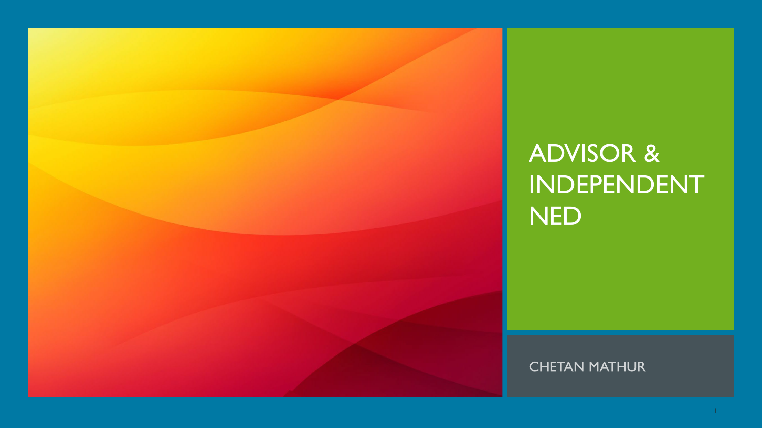# ADVISOR & INDEPENDENT NED

CHETAN MATHUR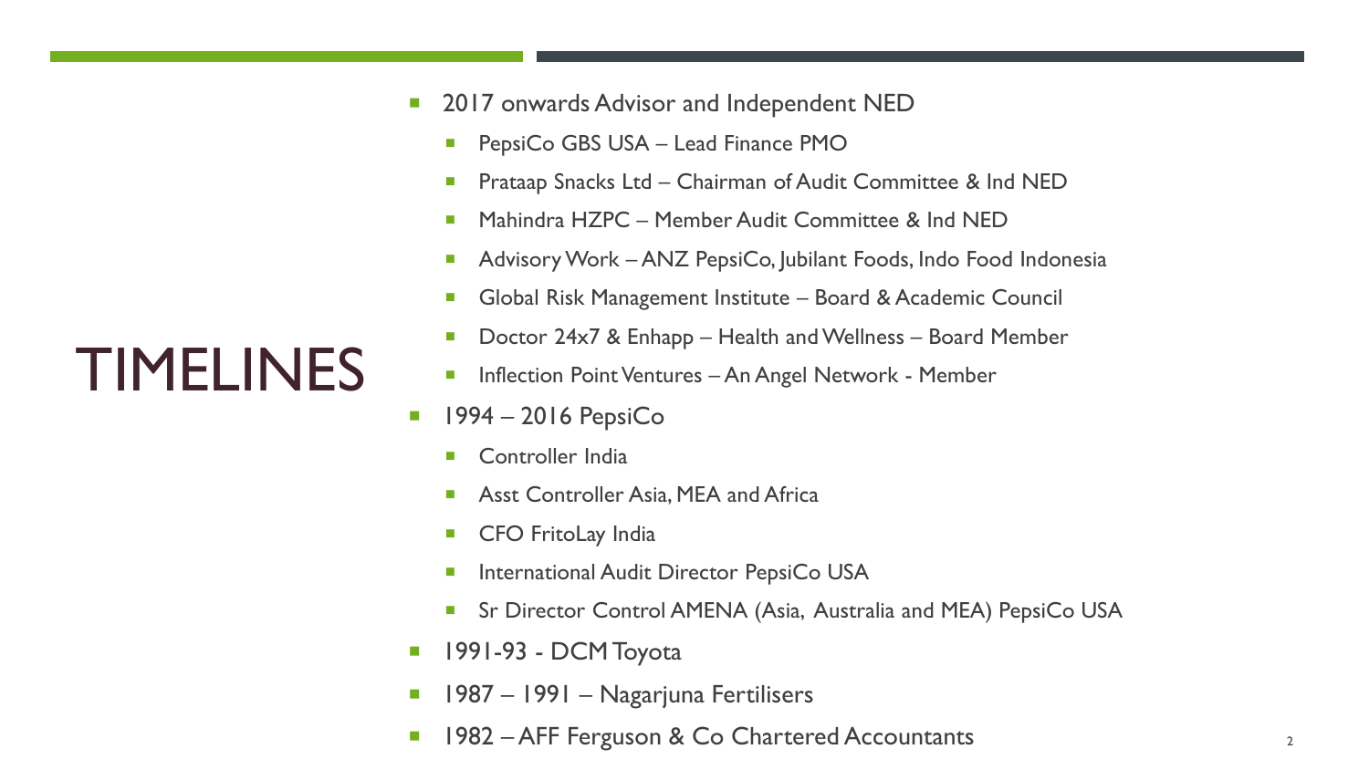# TIMELINES

- 2017 onwards Advisor and Independent NED
  - PepsiCo GBS USA – Lead Finance PMO
  - Prataap Snacks Ltd – Chairman of Audit Committee & Ind NED
  - Mahindra HZPC – Member Audit Committee & Ind NED
  - Advisory Work – ANZ PepsiCo, Jubilant Foods, Indo Food Indonesia
  - Global Risk Management Institute – Board & Academic Council
  - Doctor 24x7 & Enhapp – Health and Wellness – Board Member
  - Inflection Point Ventures – An Angel Network - Member
- 1994 – 2016 PepsiCo
  - Controller India
  - Asst Controller Asia, MEA and Africa
  - CFO FritoLay India
  - International Audit Director PepsiCo USA
  - Sr Director Control AMENA (Asia, Australia and MEA) PepsiCo USA
- 1991-93 - DCM Toyota
- 1987 – 1991 – Nagarjuna Fertilisers
- 1982 – AFF Ferguson & Co Chartered Accountants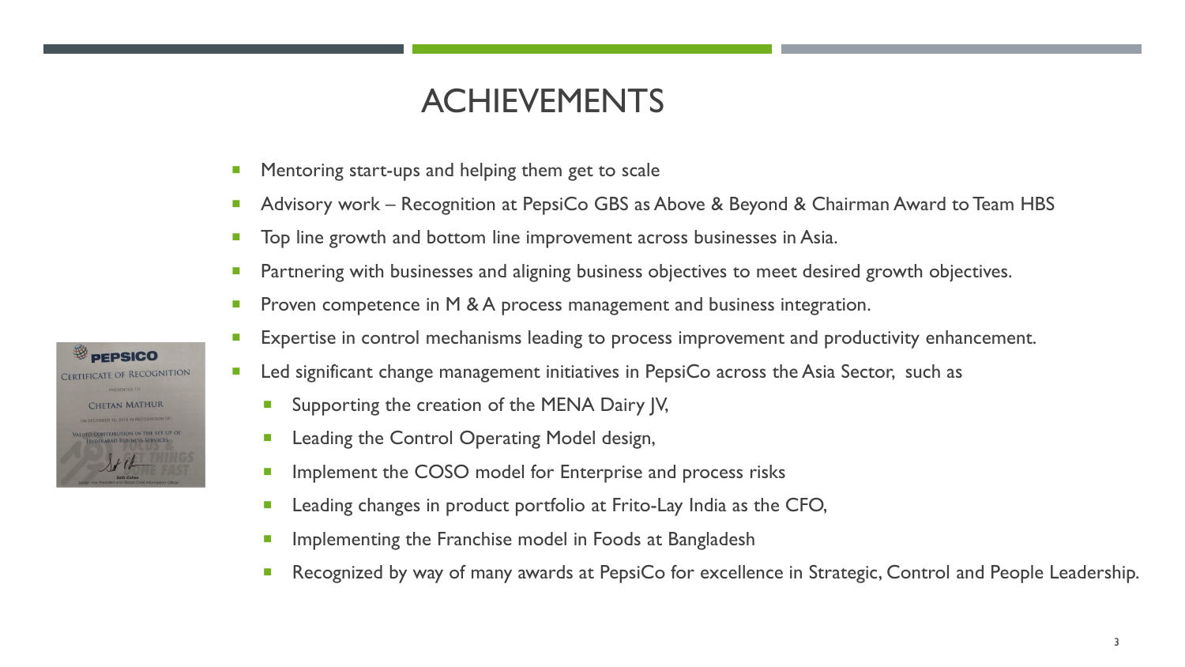# ACHIEVEMENTS

- Mentoring start-ups and helping them get to scale
- Advisory work – Recognition at PepsiCo GBS as Above & Beyond & Chairman Award to Team HBS
- Top line growth and bottom line improvement across businesses in Asia.
- Partnering with businesses and aligning business objectives to meet desired growth objectives.
- Proven competence in M & A process management and business integration.
- Expertise in control mechanisms leading to process improvement and productivity enhancement.
- Led significant change management initiatives in PepsiCo across the Asia Sector, such as
  - Supporting the creation of the MENA Dairy JV,
  - Leading the Control Operating Model design,
  - Implement the COSO model for Enterprise and process risks
  - Leading changes in product portfolio at Frito-Lay India as the CFO,
  - Implementing the Franchise model in Foods at Bangladesh
  - Recognized by way of many awards at PepsiCo for excellence in Strategic, Control and People Leadership.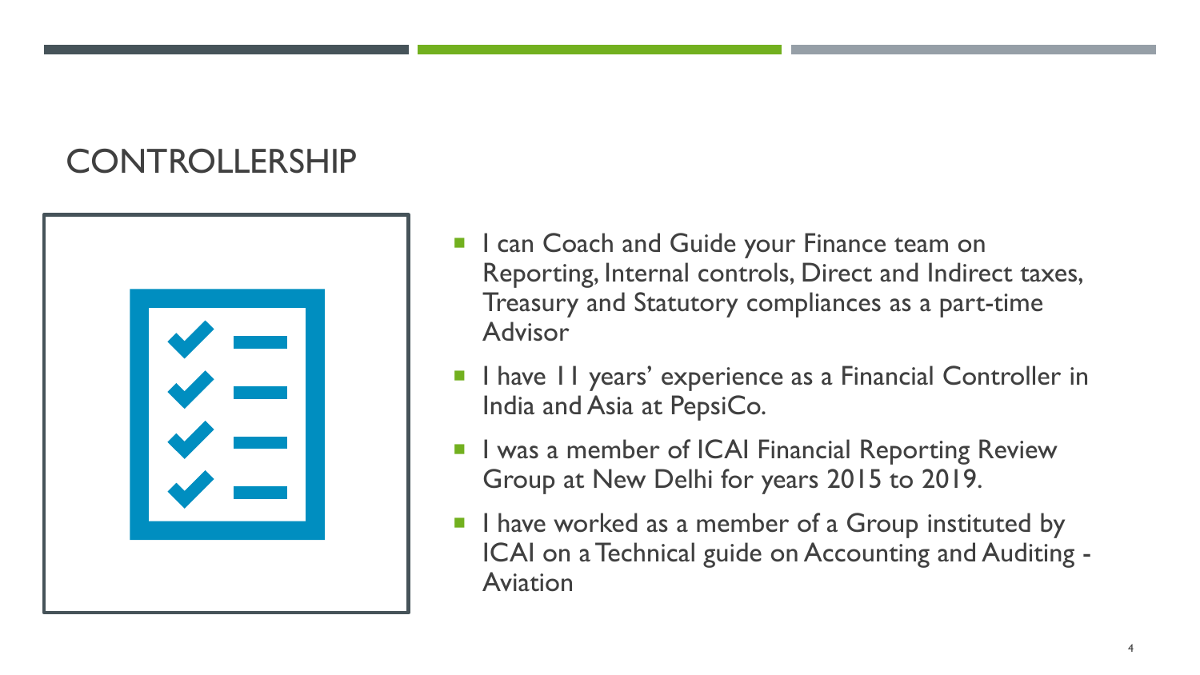# CONTROLLERSHIP

- I can Coach and Guide your Finance team on Reporting, Internal controls, Direct and Indirect taxes, Treasury and Statutory compliances as a part-time Advisor
- I have 11 years' experience as a Financial Controller in India and Asia at PepsiCo.
- I was a member of ICAI Financial Reporting Review Group at New Delhi for years 2015 to 2019.
- I have worked as a member of a Group instituted by ICAI on a Technical guide on Accounting and Auditing - Aviation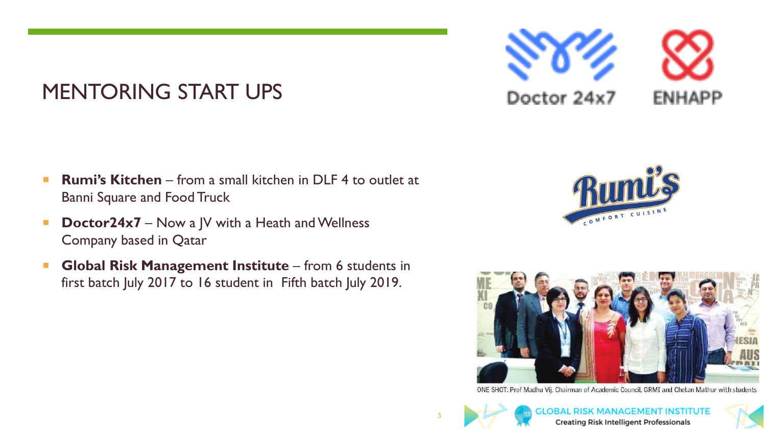# MENTORING START UPS

- **Rumi's Kitchen** – from a small kitchen in DLF 4 to outlet at Banni Square and Food Truck
- **Doctor24x7** – Now a JV with a Heath and Wellness Company based in Qatar
- **Global Risk Management Institute** – from 6 students in first batch July 2017 to 16 student in Fifth batch July 2019.

ONE SHOT: Prof Madhu Vij, Chairman of Academic Council, GRMI and Chetan Mathur with students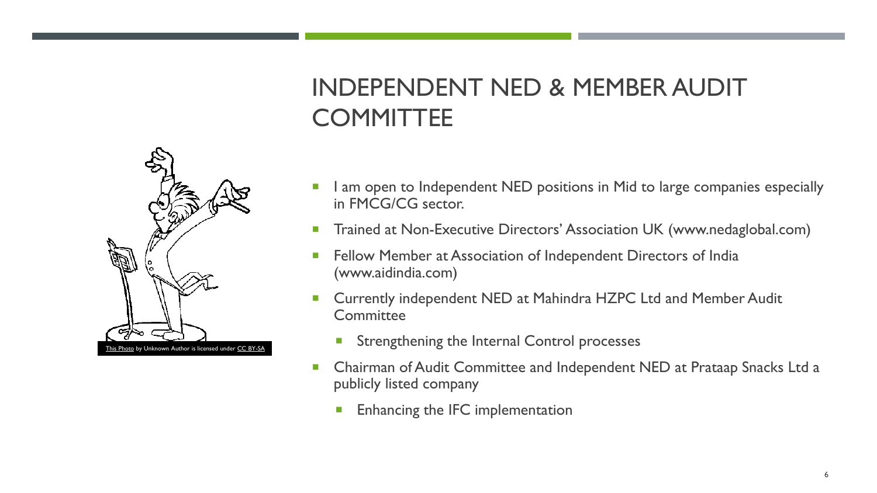# INDEPENDENT NED & MEMBER AUDIT COMMITTEE

This Photo by Unknown Author is licensed under CC BY-SA

- I am open to Independent NED positions in Mid to large companies especially in FMCG/CG sector.
- Trained at Non-Executive Directors' Association UK (www.nedaglobal.com)
- Fellow Member at Association of Independent Directors of India (www.aidindia.com)
- Currently independent NED at Mahindra HZPC Ltd and Member Audit Committee
  - Strengthening the Internal Control processes
- Chairman of Audit Committee and Independent NED at Prataap Snacks Ltd a publicly listed company
  - Enhancing the IFC implementation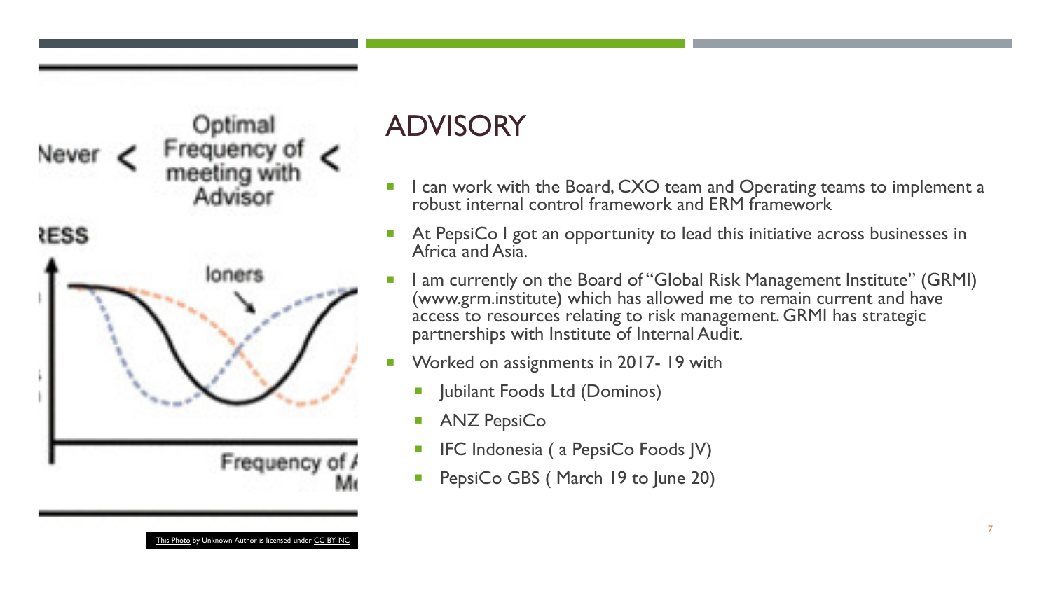# ADVISORY

- I can work with the Board, CXO team and Operating teams to implement a robust internal control framework and ERM framework
- At PepsiCo I got an opportunity to lead this initiative across businesses in Africa and Asia.
- I am currently on the Board of "Global Risk Management Institute" (GRMI) (www.grm.institute) which has allowed me to remain current and have access to resources relating to risk management. GRMI has strategic partnerships with Institute of Internal Audit.
- Worked on assignments in 2017- 19 with
  - Jubilant Foods Ltd (Dominos)
  - ANZ PepsiCo
  - IFC Indonesia ( a PepsiCo Foods JV)
  - PepsiCo GBS ( March 19 to June 20)

This Photo by Unknown Author is licensed under CC BY-NC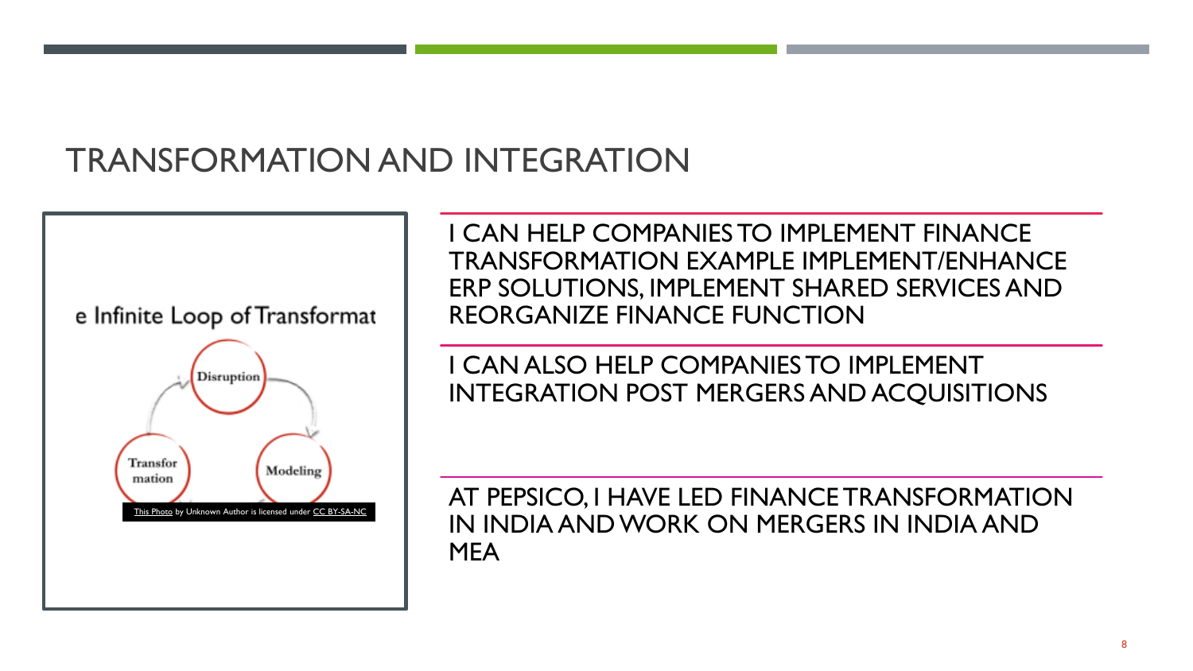# TRANSFORMATION AND INTEGRATION

e Infinite Loop of Transformat

Disruption

Modeling

Transfor mation

This Photo by Unknown Author is licensed under CC BY-SA-NC

I CAN HELP COMPANIES TO IMPLEMENT FINANCE TRANSFORMATION EXAMPLE IMPLEMENT/ENHANCE ERP SOLUTIONS, IMPLEMENT SHARED SERVICES AND REORGANIZE FINANCE FUNCTION

I CAN ALSO HELP COMPANIES TO IMPLEMENT INTEGRATION POST MERGERS AND ACQUISITIONS

AT PEPSICO, I HAVE LED FINANCE TRANSFORMATION IN INDIA AND WORK ON MERGERS IN INDIA AND MEA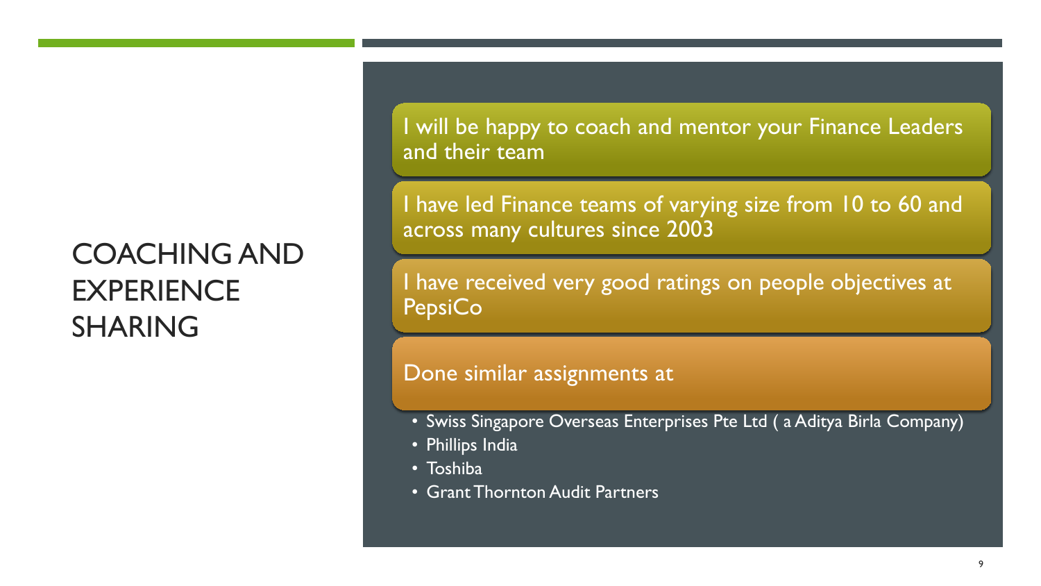# COACHING AND EXPERIENCE SHARING

I will be happy to coach and mentor your Finance Leaders and their team

I have led Finance teams of varying size from 10 to 60 and across many cultures since 2003

I have received very good ratings on people objectives at PepsiCo

Done similar assignments at

- Swiss Singapore Overseas Enterprises Pte Ltd ( a Aditya Birla Company)
- Phillips India
- Toshiba
- Grant Thornton Audit Partners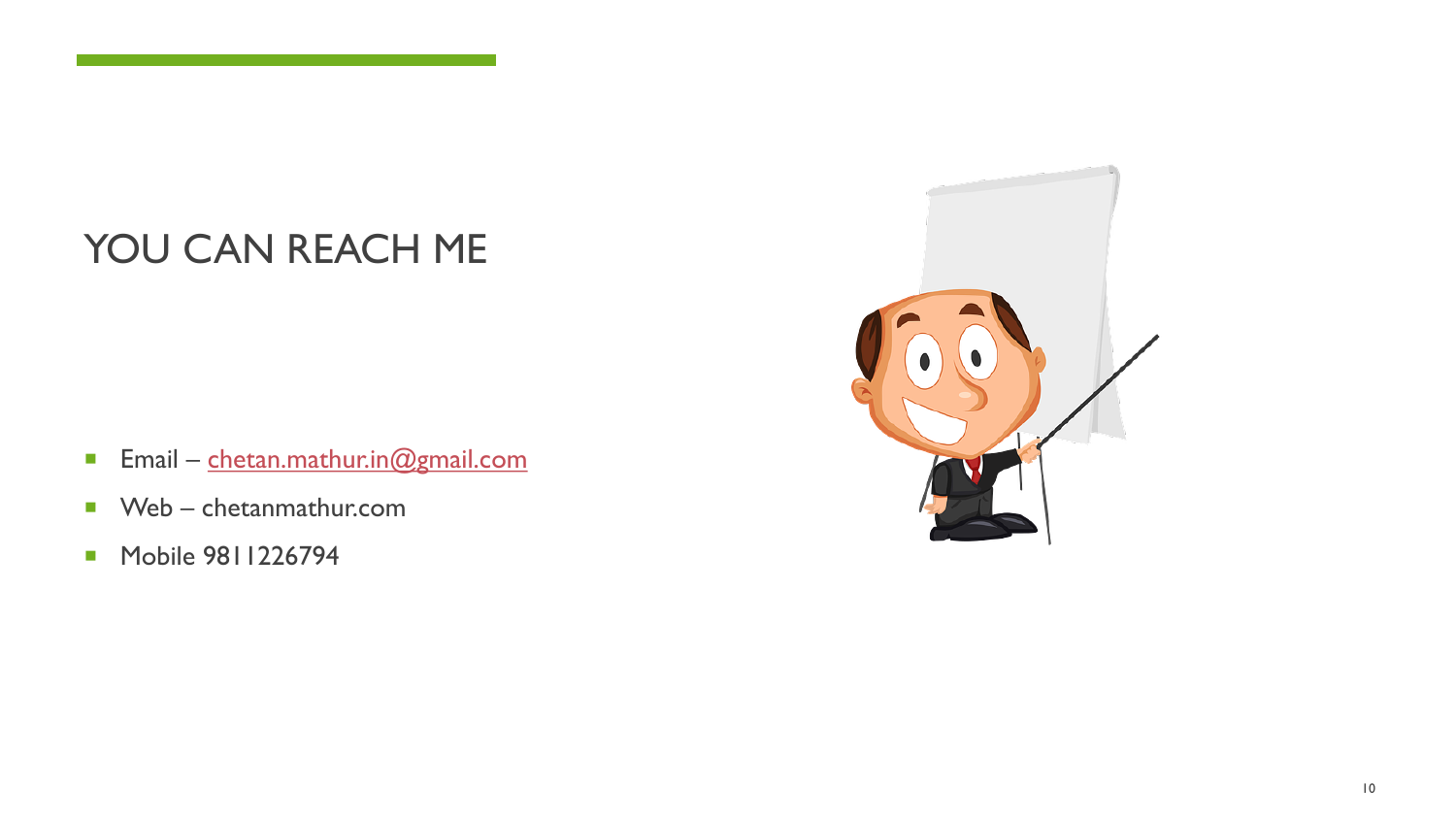# YOU CAN REACH ME

- Email – chetan.mathur.in@gmail.com
- Web – chetanmathur.com
- Mobile 9811226794